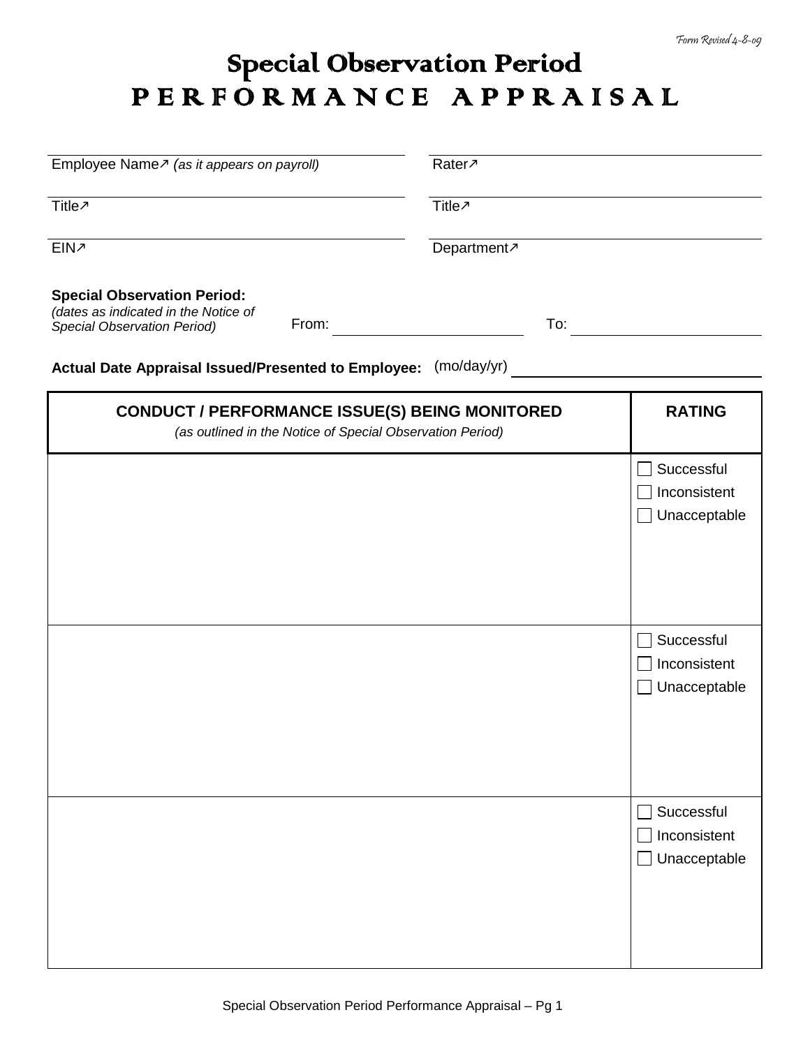Form Revised 4-8-09

# Special Observation Period
# PERFORMANCE APPRAISAL

| | |
|---|---|
| Employee Name↗ *(as it appears on payroll)* | Rater↗ |
| Title↗ | Title↗ |
| EIN↗ | Department↗ |

**Special Observation Period:**
*(dates as indicated in the Notice of Special Observation Period)* From: ____________ To: ____________

**Actual Date Appraisal Issued/Presented to Employee:** (mo/day/yr) ____________

| **CONDUCT / PERFORMANCE ISSUE(S) BEING MONITORED** *(as outlined in the Notice of Special Observation Period)* | **RATING** |
|---|---|
| | ☐ Successful<br>☐ Inconsistent<br>☐ Unacceptable |
| | ☐ Successful<br>☐ Inconsistent<br>☐ Unacceptable |
| | ☐ Successful<br>☐ Inconsistent<br>☐ Unacceptable |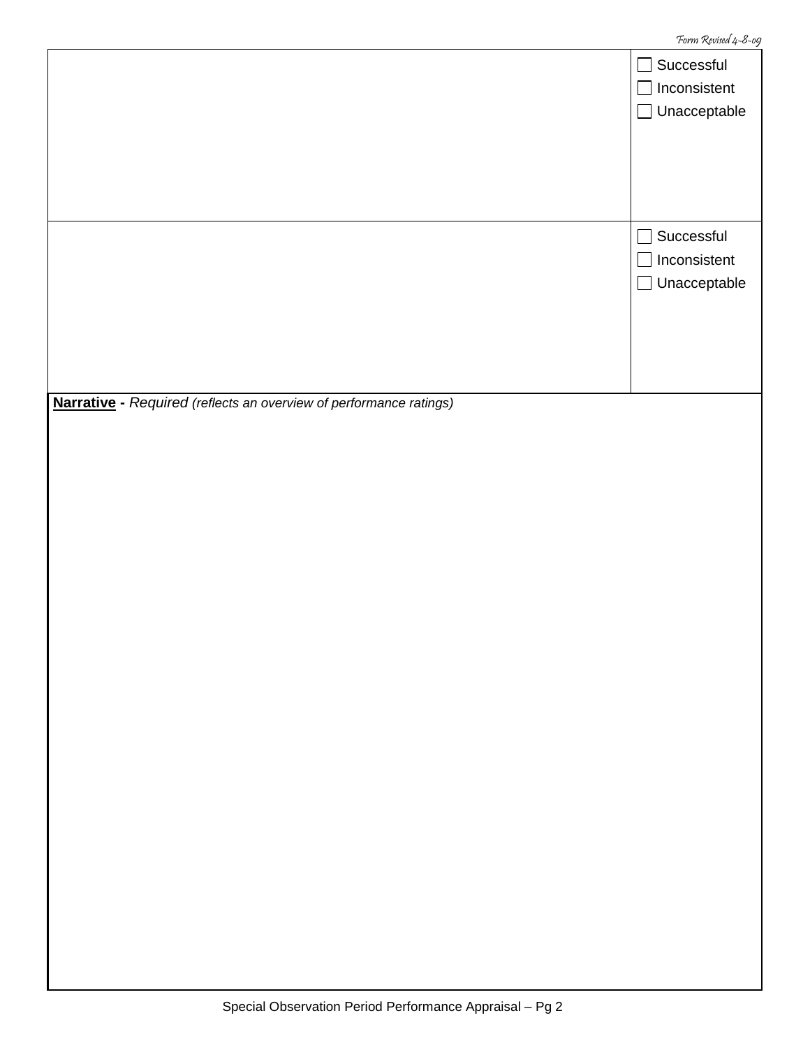|  |  |
|---|---|
|  | ☐ Successful<br>☐ Inconsistent<br>☐ Unacceptable |
|  | ☐ Successful<br>☐ Inconsistent<br>☐ Unacceptable |

**Narrative** - *Required (reflects an overview of performance ratings)*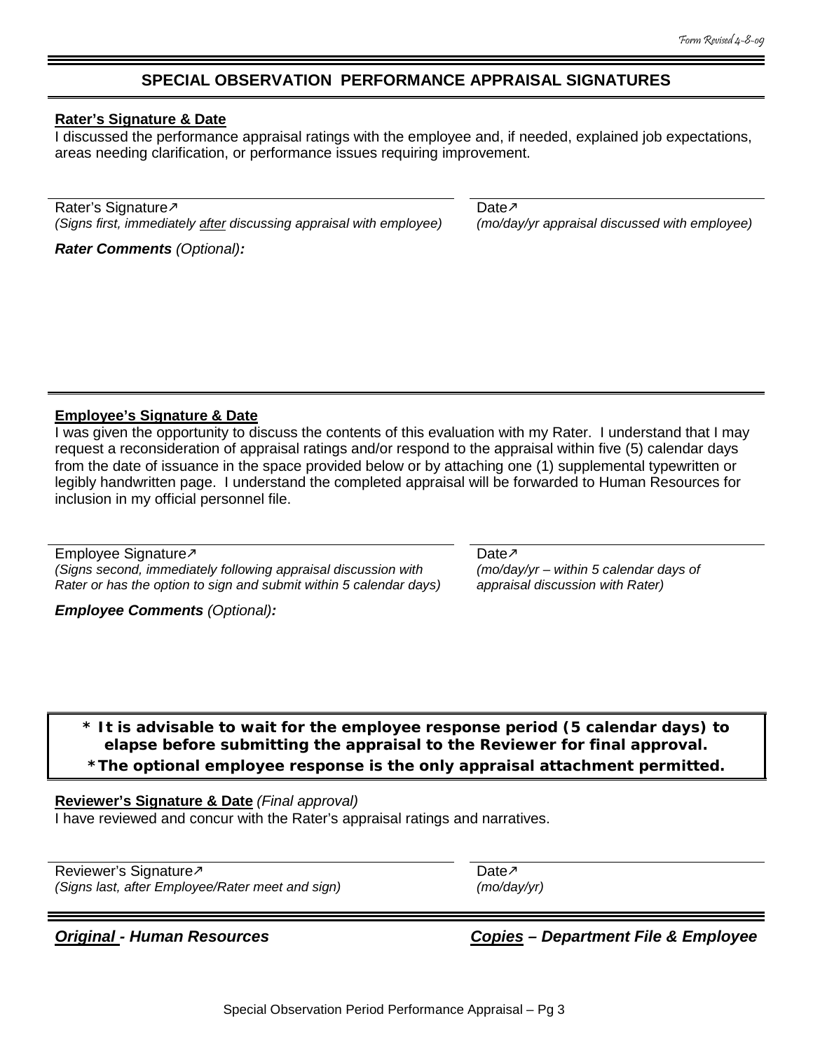Form Revised 4-8-09

## SPECIAL OBSERVATION PERFORMANCE APPRAISAL SIGNATURES

**Rater's Signature & Date**

I discussed the performance appraisal ratings with the employee and, if needed, explained job expectations, areas needing clarification, or performance issues requiring improvement.

| | |
|---|---|
| Rater's Signature↗<br>*(Signs first, immediately after discussing appraisal with employee)* | Date↗<br>*(mo/day/yr appraisal discussed with employee)* |

***Rater Comments** (Optional)**:***

**Employee's Signature & Date**

I was given the opportunity to discuss the contents of this evaluation with my Rater. I understand that I may request a reconsideration of appraisal ratings and/or respond to the appraisal within five (5) calendar days from the date of issuance in the space provided below or by attaching one (1) supplemental typewritten or legibly handwritten page. I understand the completed appraisal will be forwarded to Human Resources for inclusion in my official personnel file.

| | |
|---|---|
| Employee Signature↗<br>*(Signs second, immediately following appraisal discussion with Rater or has the option to sign and submit within 5 calendar days)* | Date↗<br>*(mo/day/yr – within 5 calendar days of appraisal discussion with Rater)* |

***Employee Comments** (Optional)**:***

**\* It is advisable to wait for the employee response period (5 calendar days) to elapse before submitting the appraisal to the Reviewer for final approval.**

**\*The optional employee response is the only appraisal attachment permitted.**

**Reviewer's Signature & Date** *(Final approval)*

I have reviewed and concur with the Rater's appraisal ratings and narratives.

| | |
|---|---|
| Reviewer's Signature↗<br>*(Signs last, after Employee/Rater meet and sign)* | Date↗<br>*(mo/day/yr)* |

***Original - Human Resources*** ***Copies – Department File & Employee***